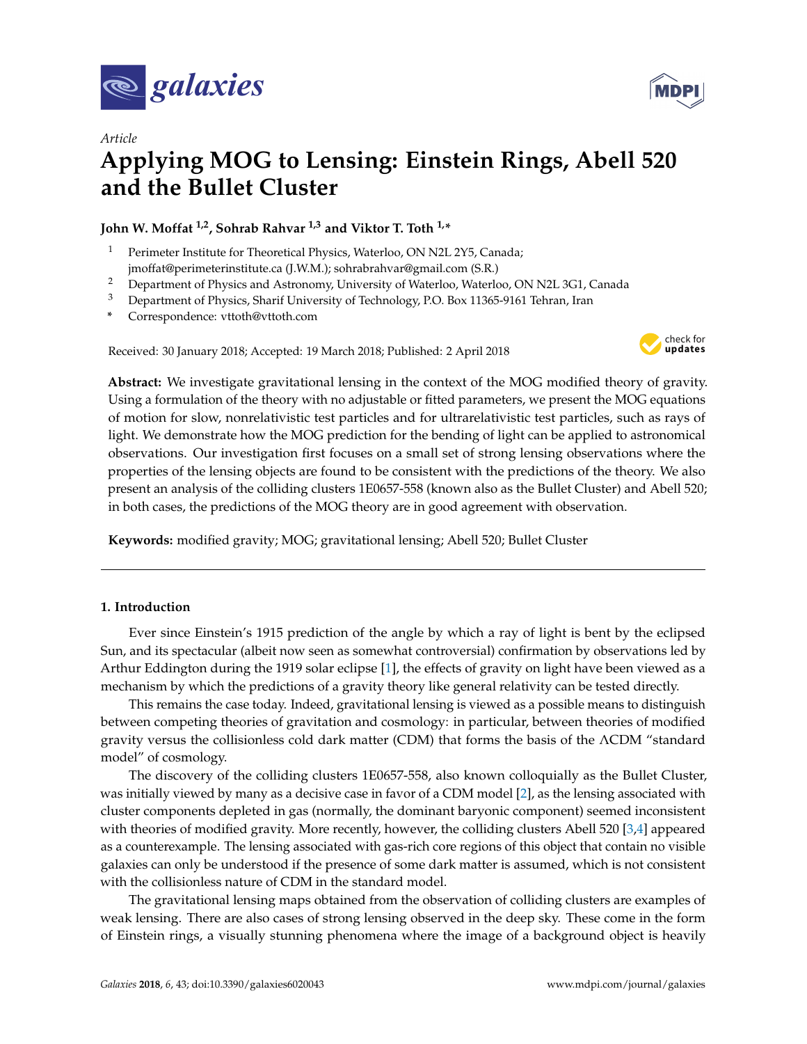*Article*

# Applying MOG to Lensing: Einstein Rings, Abell 520 and the Bullet Cluster

**John W. Moffat [1,2], Sohrab Rahvar [1,3] and Viktor T. Toth [1,*]**

[1] Perimeter Institute for Theoretical Physics, Waterloo, ON N2L 2Y5, Canada; jmoffat@perimeterinstitute.ca (J.W.M.); sohrabrahvar@gmail.com (S.R.)

[2] Department of Physics and Astronomy, University of Waterloo, Waterloo, ON N2L 3G1, Canada

[3] Department of Physics, Sharif University of Technology, P.O. Box 11365-9161 Tehran, Iran

[*] Correspondence: vttoth@vttoth.com

Received: 30 January 2018; Accepted: 19 March 2018; Published: 2 April 2018

**Abstract:** We investigate gravitational lensing in the context of the MOG modified theory of gravity. Using a formulation of the theory with no adjustable or fitted parameters, we present the MOG equations of motion for slow, nonrelativistic test particles and for ultrarelativistic test particles, such as rays of light. We demonstrate how the MOG prediction for the bending of light can be applied to astronomical observations. Our investigation first focuses on a small set of strong lensing observations where the properties of the lensing objects are found to be consistent with the predictions of the theory. We also present an analysis of the colliding clusters 1E0657-558 (known also as the Bullet Cluster) and Abell 520; in both cases, the predictions of the MOG theory are in good agreement with observation.

**Keywords:** modified gravity; MOG; gravitational lensing; Abell 520; Bullet Cluster

## 1. Introduction

Ever since Einstein's 1915 prediction of the angle by which a ray of light is bent by the eclipsed Sun, and its spectacular (albeit now seen as somewhat controversial) confirmation by observations led by Arthur Eddington during the 1919 solar eclipse [1], the effects of gravity on light have been viewed as a mechanism by which the predictions of a gravity theory like general relativity can be tested directly.

This remains the case today. Indeed, gravitational lensing is viewed as a possible means to distinguish between competing theories of gravitation and cosmology: in particular, between theories of modified gravity versus the collisionless cold dark matter (CDM) that forms the basis of the ΛCDM "standard model" of cosmology.

The discovery of the colliding clusters 1E0657-558, also known colloquially as the Bullet Cluster, was initially viewed by many as a decisive case in favor of a CDM model [2], as the lensing associated with cluster components depleted in gas (normally, the dominant baryonic component) seemed inconsistent with theories of modified gravity. More recently, however, the colliding clusters Abell 520 [3,4] appeared as a counterexample. The lensing associated with gas-rich core regions of this object that contain no visible galaxies can only be understood if the presence of some dark matter is assumed, which is not consistent with the collisionless nature of CDM in the standard model.

The gravitational lensing maps obtained from the observation of colliding clusters are examples of weak lensing. There are also cases of strong lensing observed in the deep sky. These come in the form of Einstein rings, a visually stunning phenomena where the image of a background object is heavily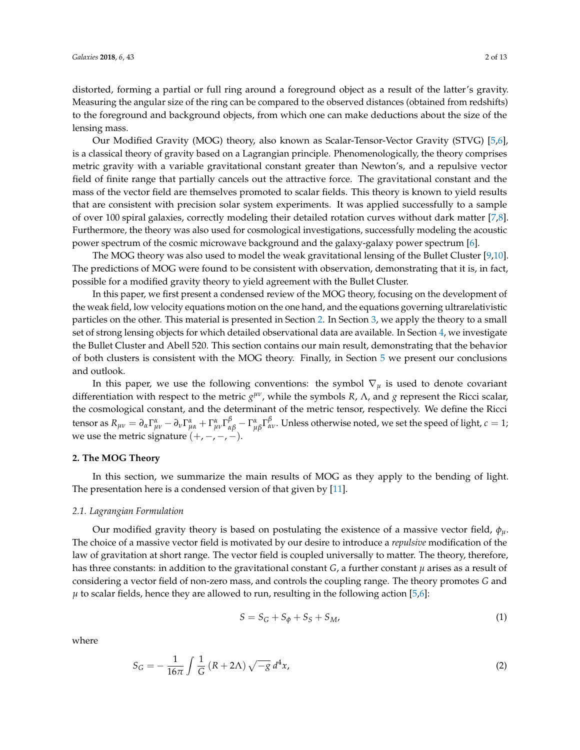distorted, forming a partial or full ring around a foreground object as a result of the latter's gravity. Measuring the angular size of the ring can be compared to the observed distances (obtained from redshifts) to the foreground and background objects, from which one can make deductions about the size of the lensing mass.

Our Modified Gravity (MOG) theory, also known as Scalar-Tensor-Vector Gravity (STVG) [5,6], is a classical theory of gravity based on a Lagrangian principle. Phenomenologically, the theory comprises metric gravity with a variable gravitational constant greater than Newton's, and a repulsive vector field of finite range that partially cancels out the attractive force. The gravitational constant and the mass of the vector field are themselves promoted to scalar fields. This theory is known to yield results that are consistent with precision solar system experiments. It was applied successfully to a sample of over 100 spiral galaxies, correctly modeling their detailed rotation curves without dark matter [7,8]. Furthermore, the theory was also used for cosmological investigations, successfully modeling the acoustic power spectrum of the cosmic microwave background and the galaxy-galaxy power spectrum [6].

The MOG theory was also used to model the weak gravitational lensing of the Bullet Cluster [9,10]. The predictions of MOG were found to be consistent with observation, demonstrating that it is, in fact, possible for a modified gravity theory to yield agreement with the Bullet Cluster.

In this paper, we first present a condensed review of the MOG theory, focusing on the development of the weak field, low velocity equations motion on the one hand, and the equations governing ultrarelativistic particles on the other. This material is presented in Section 2. In Section 3, we apply the theory to a small set of strong lensing objects for which detailed observational data are available. In Section 4, we investigate the Bullet Cluster and Abell 520. This section contains our main result, demonstrating that the behavior of both clusters is consistent with the MOG theory. Finally, in Section 5 we present our conclusions and outlook.

In this paper, we use the following conventions: the symbol $\nabla_\mu$ is used to denote covariant differentiation with respect to the metric $g^{\mu\nu}$, while the symbols $R$, $\Lambda$, and $g$ represent the Ricci scalar, the cosmological constant, and the determinant of the metric tensor, respectively. We define the Ricci tensor as $R_{\mu\nu} = \partial_\alpha \Gamma^\alpha_{\mu\nu} - \partial_\nu \Gamma^\alpha_{\mu\alpha} + \Gamma^\alpha_{\mu\nu}\Gamma^\beta_{\alpha\beta} - \Gamma^\alpha_{\mu\beta}\Gamma^\beta_{\alpha\nu}$. Unless otherwise noted, we set the speed of light, $c = 1$; we use the metric signature $(+,-,-,-)$.

## 2. The MOG Theory

In this section, we summarize the main results of MOG as they apply to the bending of light. The presentation here is a condensed version of that given by [11].

### 2.1. Lagrangian Formulation

Our modified gravity theory is based on postulating the existence of a massive vector field, $\phi_\mu$. The choice of a massive vector field is motivated by our desire to introduce a *repulsive* modification of the law of gravitation at short range. The vector field is coupled universally to matter. The theory, therefore, has three constants: in addition to the gravitational constant $G$, a further constant $\mu$ arises as a result of considering a vector field of non-zero mass, and controls the coupling range. The theory promotes $G$ and $\mu$ to scalar fields, hence they are allowed to run, resulting in the following action [5,6]:

$$S = S_G + S_\phi + S_S + S_M, \tag{1}$$

where

$$S_G = -\frac{1}{16\pi}\int \frac{1}{G}\left(R + 2\Lambda\right)\sqrt{-g}\, d^4x, \tag{2}$$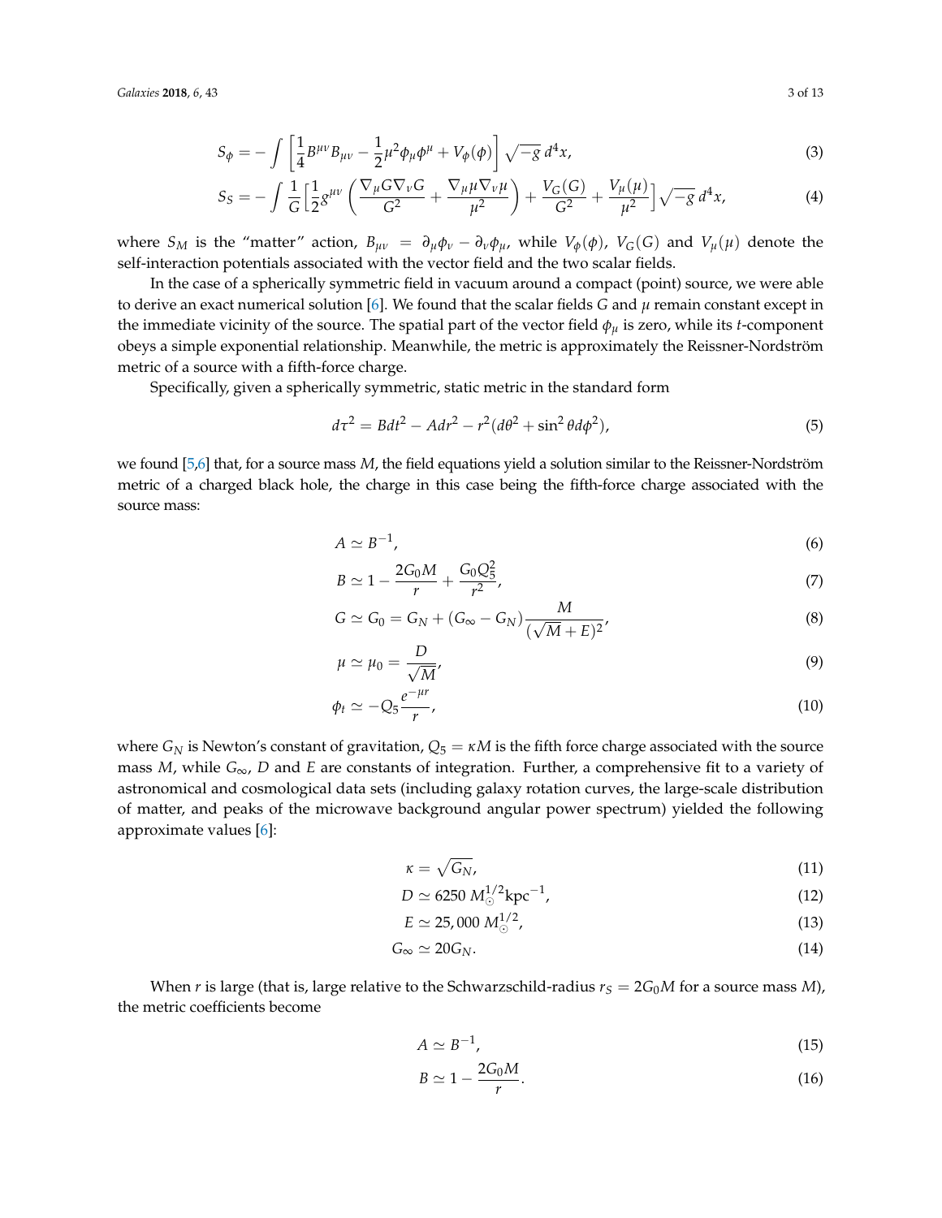$$S_\phi = -\int \left[\frac{1}{4}B^{\mu\nu}B_{\mu\nu} - \frac{1}{2}\mu^2\phi_\mu\phi^\mu + V_\phi(\phi)\right]\sqrt{-g}\,d^4x, \tag{3}$$

$$S_S = -\int \frac{1}{G}\Big[\frac{1}{2}g^{\mu\nu}\left(\frac{\nabla_\mu G\nabla_\nu G}{G^2} + \frac{\nabla_\mu\mu\nabla_\nu\mu}{\mu^2}\right) + \frac{V_G(G)}{G^2} + \frac{V_\mu(\mu)}{\mu^2}\Big]\sqrt{-g}\,d^4x, \tag{4}$$

where $S_M$ is the "matter" action, $B_{\mu\nu} = \partial_\mu\phi_\nu - \partial_\nu\phi_\mu$, while $V_\phi(\phi)$, $V_G(G)$ and $V_\mu(\mu)$ denote the self-interaction potentials associated with the vector field and the two scalar fields.

In the case of a spherically symmetric field in vacuum around a compact (point) source, we were able to derive an exact numerical solution [6]. We found that the scalar fields $G$ and $\mu$ remain constant except in the immediate vicinity of the source. The spatial part of the vector field $\phi_\mu$ is zero, while its $t$-component obeys a simple exponential relationship. Meanwhile, the metric is approximately the Reissner-Nordström metric of a source with a fifth-force charge.

Specifically, given a spherically symmetric, static metric in the standard form

$$d\tau^2 = Bdt^2 - Adr^2 - r^2(d\theta^2 + \sin^2\theta d\phi^2), \tag{5}$$

we found [5,6] that, for a source mass $M$, the field equations yield a solution similar to the Reissner-Nordström metric of a charged black hole, the charge in this case being the fifth-force charge associated with the source mass:

$$A \simeq B^{-1}, \tag{6}$$

$$B \simeq 1 - \frac{2G_0M}{r} + \frac{G_0Q_5^2}{r^2}, \tag{7}$$

$$G \simeq G_0 = G_N + (G_\infty - G_N)\frac{M}{(\sqrt{M}+E)^2}, \tag{8}$$

$$\mu \simeq \mu_0 = \frac{D}{\sqrt{M}}, \tag{9}$$

$$\phi_t \simeq -Q_5\frac{e^{-\mu r}}{r}, \tag{10}$$

where $G_N$ is Newton's constant of gravitation, $Q_5 = \kappa M$ is the fifth force charge associated with the source mass $M$, while $G_\infty$, $D$ and $E$ are constants of integration. Further, a comprehensive fit to a variety of astronomical and cosmological data sets (including galaxy rotation curves, the large-scale distribution of matter, and peaks of the microwave background angular power spectrum) yielded the following approximate values [6]:

$$\kappa = \sqrt{G_N}, \tag{11}$$

$$D \simeq 6250\ M_\odot^{1/2}\mathrm{kpc}^{-1}, \tag{12}$$

$$E \simeq 25{,}000\ M_\odot^{1/2}, \tag{13}$$

$$G_\infty \simeq 20G_N. \tag{14}$$

When $r$ is large (that is, large relative to the Schwarzschild-radius $r_S = 2G_0M$ for a source mass $M$), the metric coefficients become

$$A \simeq B^{-1}, \tag{15}$$

$$B \simeq 1 - \frac{2G_0M}{r}. \tag{16}$$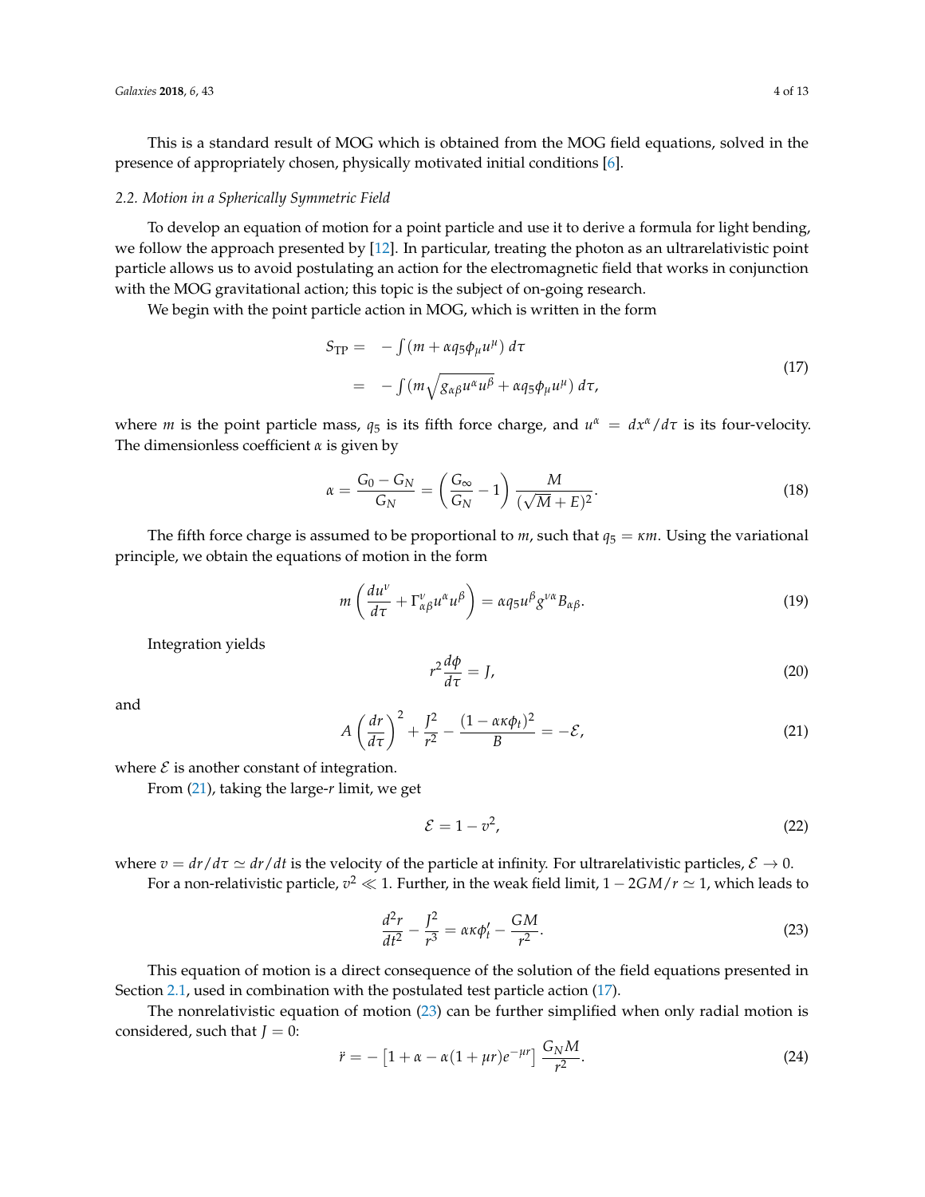This is a standard result of MOG which is obtained from the MOG field equations, solved in the presence of appropriately chosen, physically motivated initial conditions [6].

### 2.2. Motion in a Spherically Symmetric Field

To develop an equation of motion for a point particle and use it to derive a formula for light bending, we follow the approach presented by [12]. In particular, treating the photon as an ultrarelativistic point particle allows us to avoid postulating an action for the electromagnetic field that works in conjunction with the MOG gravitational action; this topic is the subject of on-going research.

We begin with the point particle action in MOG, which is written in the form

$$
\begin{aligned}
S_{\rm TP} &= -\int (m + \alpha q_5 \phi_\mu u^\mu)\, d\tau \\
&= -\int (m\sqrt{g_{\alpha\beta}u^\alpha u^\beta} + \alpha q_5 \phi_\mu u^\mu)\, d\tau,
\end{aligned}
\tag{17}
$$

where $m$ is the point particle mass, $q_5$ is its fifth force charge, and $u^\alpha = dx^\alpha/d\tau$ is its four-velocity. The dimensionless coefficient $\alpha$ is given by

$$
\alpha = \frac{G_0 - G_N}{G_N} = \left(\frac{G_\infty}{G_N} - 1\right)\frac{M}{(\sqrt{M}+E)^2}. \tag{18}
$$

The fifth force charge is assumed to be proportional to $m$, such that $q_5 = \kappa m$. Using the variational principle, we obtain the equations of motion in the form

$$
m\left(\frac{du^\nu}{d\tau} + \Gamma^\nu_{\alpha\beta}u^\alpha u^\beta\right) = \alpha q_5 u^\beta g^{\nu\alpha} B_{\alpha\beta}. \tag{19}
$$

Integration yields

$$
r^2 \frac{d\phi}{d\tau} = J, \tag{20}
$$

and

$$
A\left(\frac{dr}{d\tau}\right)^2 + \frac{J^2}{r^2} - \frac{(1-\alpha\kappa\phi_t)^2}{B} = -\mathcal{E}, \tag{21}
$$

where $\mathcal{E}$ is another constant of integration.

From (21), taking the large-$r$ limit, we get

$$
\mathcal{E} = 1 - v^2, \tag{22}
$$

where $v = dr/d\tau \simeq dr/dt$ is the velocity of the particle at infinity. For ultrarelativistic particles, $\mathcal{E} \to 0$.

For a non-relativistic particle, $v^2 \ll 1$. Further, in the weak field limit, $1 - 2GM/r \simeq 1$, which leads to

$$
\frac{d^2 r}{dt^2} - \frac{J^2}{r^3} = \alpha\kappa\phi_t' - \frac{GM}{r^2}. \tag{23}
$$

This equation of motion is a direct consequence of the solution of the field equations presented in Section 2.1, used in combination with the postulated test particle action (17).

The nonrelativistic equation of motion (23) can be further simplified when only radial motion is considered, such that $J = 0$:

$$
\ddot{r} = -\left[1 + \alpha - \alpha(1+\mu r)e^{-\mu r}\right]\frac{G_N M}{r^2}. \tag{24}
$$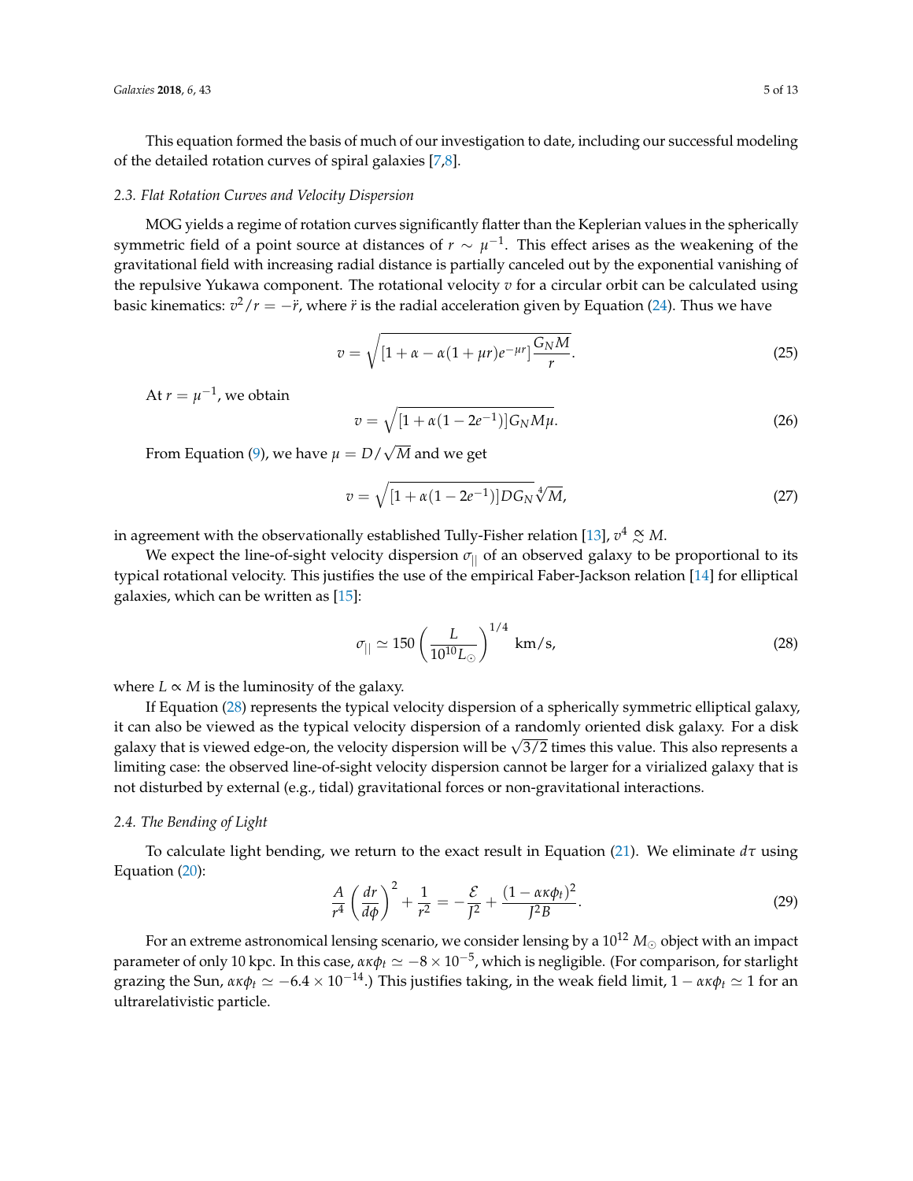This equation formed the basis of much of our investigation to date, including our successful modeling of the detailed rotation curves of spiral galaxies [7,8].

### 2.3. Flat Rotation Curves and Velocity Dispersion

MOG yields a regime of rotation curves significantly flatter than the Keplerian values in the spherically symmetric field of a point source at distances of $r \sim \mu^{-1}$. This effect arises as the weakening of the gravitational field with increasing radial distance is partially canceled out by the exponential vanishing of the repulsive Yukawa component. The rotational velocity $v$ for a circular orbit can be calculated using basic kinematics: $v^2/r = -\ddot{r}$, where $\ddot{r}$ is the radial acceleration given by Equation (24). Thus we have

$$v = \sqrt{[1 + \alpha - \alpha(1 + \mu r)e^{-\mu r}]\frac{G_N M}{r}}. \tag{25}$$

At $r = \mu^{-1}$, we obtain

$$v = \sqrt{[1 + \alpha(1 - 2e^{-1})]G_N M \mu}. \tag{26}$$

From Equation (9), we have $\mu = D/\sqrt{M}$ and we get

$$v = \sqrt{[1 + \alpha(1 - 2e^{-1})]DG_N \sqrt[4]{M}}, \tag{27}$$

in agreement with the observationally established Tully-Fisher relation [13], $v^4 \mathrel{\substack{\propto \\ \sim}} M$.

We expect the line-of-sight velocity dispersion $\sigma_{||}$ of an observed galaxy to be proportional to its typical rotational velocity. This justifies the use of the empirical Faber-Jackson relation [14] for elliptical galaxies, which can be written as [15]:

$$\sigma_{||} \simeq 150 \left(\frac{L}{10^{10} L_\odot}\right)^{1/4} \text{ km/s}, \tag{28}$$

where $L \propto M$ is the luminosity of the galaxy.

If Equation (28) represents the typical velocity dispersion of a spherically symmetric elliptical galaxy, it can also be viewed as the typical velocity dispersion of a randomly oriented disk galaxy. For a disk galaxy that is viewed edge-on, the velocity dispersion will be $\sqrt{3/2}$ times this value. This also represents a limiting case: the observed line-of-sight velocity dispersion cannot be larger for a virialized galaxy that is not disturbed by external (e.g., tidal) gravitational forces or non-gravitational interactions.

### 2.4. The Bending of Light

To calculate light bending, we return to the exact result in Equation (21). We eliminate $d\tau$ using Equation (20):

$$\frac{A}{r^4}\left(\frac{dr}{d\phi}\right)^2 + \frac{1}{r^2} = -\frac{\mathcal{E}}{J^2} + \frac{(1 - \alpha\kappa\phi_t)^2}{J^2 B}. \tag{29}$$

For an extreme astronomical lensing scenario, we consider lensing by a $10^{12}\, M_\odot$ object with an impact parameter of only 10 kpc. In this case, $\alpha\kappa\phi_t \simeq -8 \times 10^{-5}$, which is negligible. (For comparison, for starlight grazing the Sun, $\alpha\kappa\phi_t \simeq -6.4 \times 10^{-14}$.) This justifies taking, in the weak field limit, $1 - \alpha\kappa\phi_t \simeq 1$ for an ultrarelativistic particle.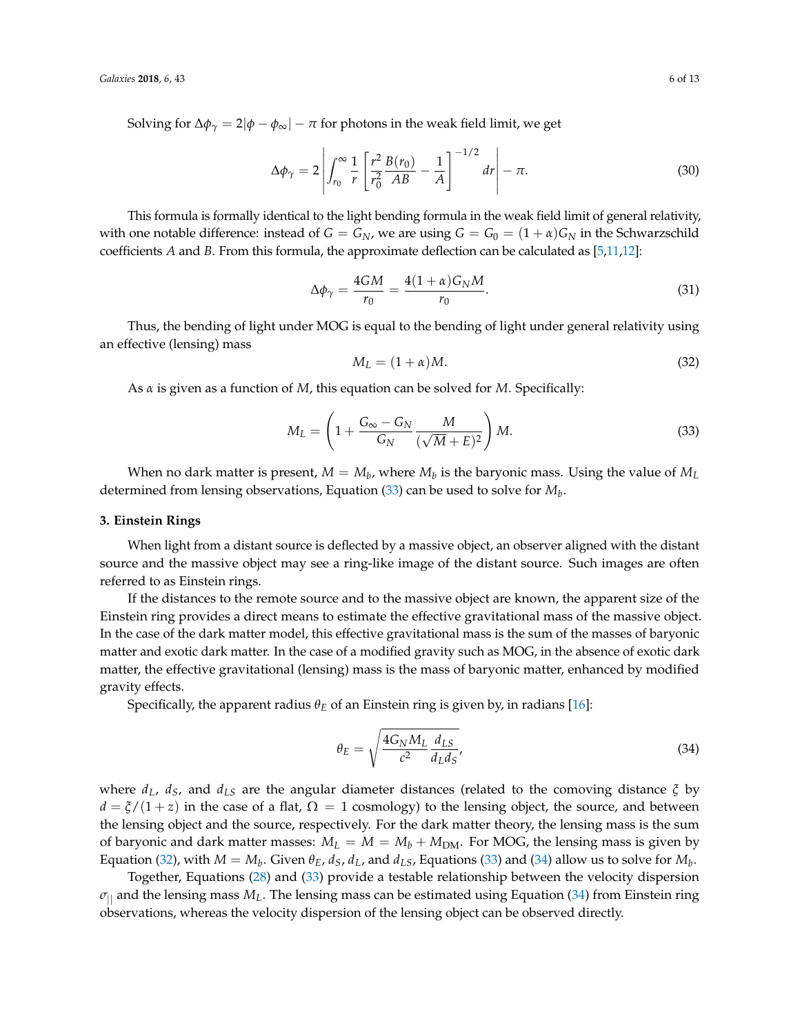Solving for $\Delta\phi_\gamma = 2|\phi - \phi_\infty| - \pi$ for photons in the weak field limit, we get

$$\Delta\phi_\gamma = 2\left|\int_{r_0}^{\infty} \frac{1}{r}\left[\frac{r^2}{r_0^2}\frac{B(r_0)}{AB} - \frac{1}{A}\right]^{-1/2} dr\right| - \pi. \tag{30}$$

This formula is formally identical to the light bending formula in the weak field limit of general relativity, with one notable difference: instead of $G = G_N$, we are using $G = G_0 = (1+\alpha)G_N$ in the Schwarzschild coefficients $A$ and $B$. From this formula, the approximate deflection can be calculated as [5,11,12]:

$$\Delta\phi_\gamma = \frac{4GM}{r_0} = \frac{4(1+\alpha)G_N M}{r_0}. \tag{31}$$

Thus, the bending of light under MOG is equal to the bending of light under general relativity using an effective (lensing) mass

$$M_L = (1+\alpha)M. \tag{32}$$

As $\alpha$ is given as a function of $M$, this equation can be solved for $M$. Specifically:

$$M_L = \left(1 + \frac{G_\infty - G_N}{G_N}\frac{M}{(\sqrt{M}+E)^2}\right)M. \tag{33}$$

When no dark matter is present, $M = M_b$, where $M_b$ is the baryonic mass. Using the value of $M_L$ determined from lensing observations, Equation (33) can be used to solve for $M_b$.

### 3. Einstein Rings

When light from a distant source is deflected by a massive object, an observer aligned with the distant source and the massive object may see a ring-like image of the distant source. Such images are often referred to as Einstein rings.

If the distances to the remote source and to the massive object are known, the apparent size of the Einstein ring provides a direct means to estimate the effective gravitational mass of the massive object. In the case of the dark matter model, this effective gravitational mass is the sum of the masses of baryonic matter and exotic dark matter. In the case of a modified gravity such as MOG, in the absence of exotic dark matter, the effective gravitational (lensing) mass is the mass of baryonic matter, enhanced by modified gravity effects.

Specifically, the apparent radius $\theta_E$ of an Einstein ring is given by, in radians [16]:

$$\theta_E = \sqrt{\frac{4G_N M_L}{c^2}\frac{d_{LS}}{d_L d_S}}, \tag{34}$$

where $d_L$, $d_S$, and $d_{LS}$ are the angular diameter distances (related to the comoving distance $\xi$ by $d = \xi/(1+z)$ in the case of a flat, $\Omega = 1$ cosmology) to the lensing object, the source, and between the lensing object and the source, respectively. For the dark matter theory, the lensing mass is the sum of baryonic and dark matter masses: $M_L = M = M_b + M_{\rm DM}$. For MOG, the lensing mass is given by Equation (32), with $M = M_b$. Given $\theta_E$, $d_S$, $d_L$, and $d_{LS}$, Equations (33) and (34) allow us to solve for $M_b$.

Together, Equations (28) and (33) provide a testable relationship between the velocity dispersion $\sigma_{||}$ and the lensing mass $M_L$. The lensing mass can be estimated using Equation (34) from Einstein ring observations, whereas the velocity dispersion of the lensing object can be observed directly.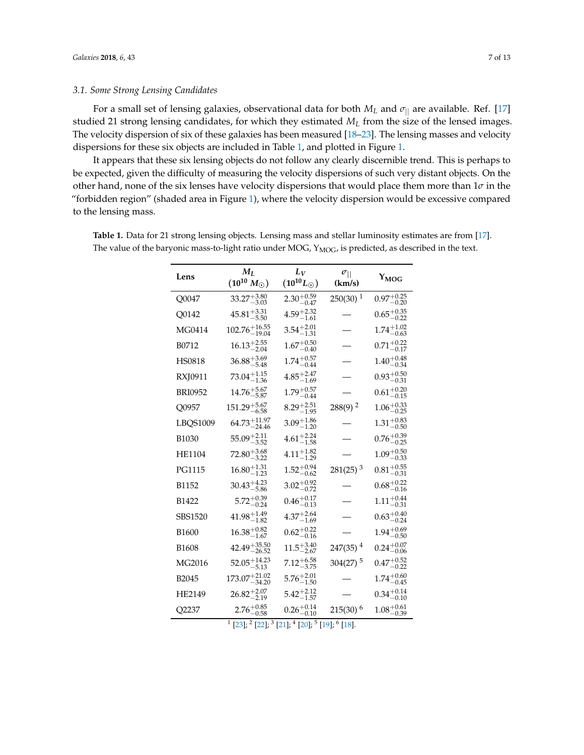### 3.1. Some Strong Lensing Candidates

For a small set of lensing galaxies, observational data for both $M_L$ and $\sigma_{||}$ are available. Ref. [17] studied 21 strong lensing candidates, for which they estimated $M_L$ from the size of the lensed images. The velocity dispersion of six of these galaxies has been measured [18–23]. The lensing masses and velocity dispersions for these six objects are included in Table 1, and plotted in Figure 1.

It appears that these six lensing objects do not follow any clearly discernible trend. This is perhaps to be expected, given the difficulty of measuring the velocity dispersions of such very distant objects. On the other hand, none of the six lenses have velocity dispersions that would place them more than $1\sigma$ in the "forbidden region" (shaded area in Figure 1), where the velocity dispersion would be excessive compared to the lensing mass.

**Table 1.** Data for 21 strong lensing objects. Lensing mass and stellar luminosity estimates are from [17]. The value of the baryonic mass-to-light ratio under MOG, $\Upsilon_{\text{MOG}}$, is predicted, as described in the text.

| Lens | $M_L$ ($10^{10}\,M_\odot$) | $L_V$ ($10^{10} L_\odot$) | $\sigma_{\|\|}$ (km/s) | $\Upsilon_{\text{MOG}}$ |
|---|---|---|---|---|
| Q0047 | $33.27^{+3.80}_{-3.03}$ | $2.30^{+0.59}_{-0.47}$ | 250(30) [1] | $0.97^{+0.25}_{-0.20}$ |
| Q0142 | $45.81^{+3.31}_{-5.50}$ | $4.59^{+2.32}_{-1.61}$ | — | $0.65^{+0.35}_{-0.22}$ |
| MG0414 | $102.76^{+16.55}_{-19.04}$ | $3.54^{+2.01}_{-1.31}$ | — | $1.74^{+1.02}_{-0.63}$ |
| B0712 | $16.13^{+2.55}_{-2.04}$ | $1.67^{+0.50}_{-0.40}$ | — | $0.71^{+0.22}_{-0.17}$ |
| HS0818 | $36.88^{+3.69}_{-5.48}$ | $1.74^{+0.57}_{-0.44}$ | — | $1.40^{+0.48}_{-0.34}$ |
| RXJ0911 | $73.04^{+1.15}_{-1.36}$ | $4.85^{+2.47}_{-1.69}$ | — | $0.93^{+0.50}_{-0.31}$ |
| BRI0952 | $14.76^{+5.67}_{-5.87}$ | $1.79^{+0.57}_{-0.44}$ | — | $0.61^{+0.20}_{-0.15}$ |
| Q0957 | $151.29^{+5.67}_{-6.58}$ | $8.29^{+2.51}_{-1.95}$ | 288(9) [2] | $1.06^{+0.33}_{-0.25}$ |
| LBQS1009 | $64.73^{+11.97}_{-24.46}$ | $3.09^{+1.86}_{-1.20}$ | — | $1.31^{+0.83}_{-0.50}$ |
| B1030 | $55.09^{+2.11}_{-3.52}$ | $4.61^{+2.24}_{-1.58}$ | — | $0.76^{+0.39}_{-0.25}$ |
| HE1104 | $72.80^{+3.68}_{-3.22}$ | $4.11^{+1.82}_{-1.29}$ | — | $1.09^{+0.50}_{-0.33}$ |
| PG1115 | $16.80^{+1.31}_{-1.23}$ | $1.52^{+0.94}_{-0.62}$ | 281(25) [3] | $0.81^{+0.55}_{-0.31}$ |
| B1152 | $30.43^{+4.23}_{-5.86}$ | $3.02^{+0.92}_{-0.72}$ | — | $0.68^{+0.22}_{-0.16}$ |
| B1422 | $5.72^{+0.39}_{-0.24}$ | $0.46^{+0.17}_{-0.13}$ | — | $1.11^{+0.44}_{-0.31}$ |
| SBS1520 | $41.98^{+1.49}_{-1.82}$ | $4.37^{+2.64}_{-1.69}$ | — | $0.63^{+0.40}_{-0.24}$ |
| B1600 | $16.38^{+0.82}_{-1.67}$ | $0.62^{+0.22}_{-0.16}$ | — | $1.94^{+0.69}_{-0.50}$ |
| B1608 | $42.49^{+35.50}_{-26.52}$ | $11.5^{+3.40}_{-2.67}$ | 247(35) [4] | $0.24^{+0.07}_{-0.06}$ |
| MG2016 | $52.05^{+14.23}_{-5.13}$ | $7.12^{+6.58}_{-3.75}$ | 304(27) [5] | $0.47^{+0.52}_{-0.22}$ |
| B2045 | $173.07^{+21.02}_{-34.20}$ | $5.76^{+2.01}_{-1.50}$ | — | $1.74^{+0.60}_{-0.45}$ |
| HE2149 | $26.82^{+2.07}_{-2.19}$ | $5.42^{+2.12}_{-1.57}$ | — | $0.34^{+0.14}_{-0.10}$ |
| Q2237 | $2.76^{+0.85}_{-0.58}$ | $0.26^{+0.14}_{-0.10}$ | 215(30) [6] | $1.08^{+0.61}_{-0.39}$ |

[1] [23]; [2] [22]; [3] [21]; [4] [20]; [5] [19]; [6] [18].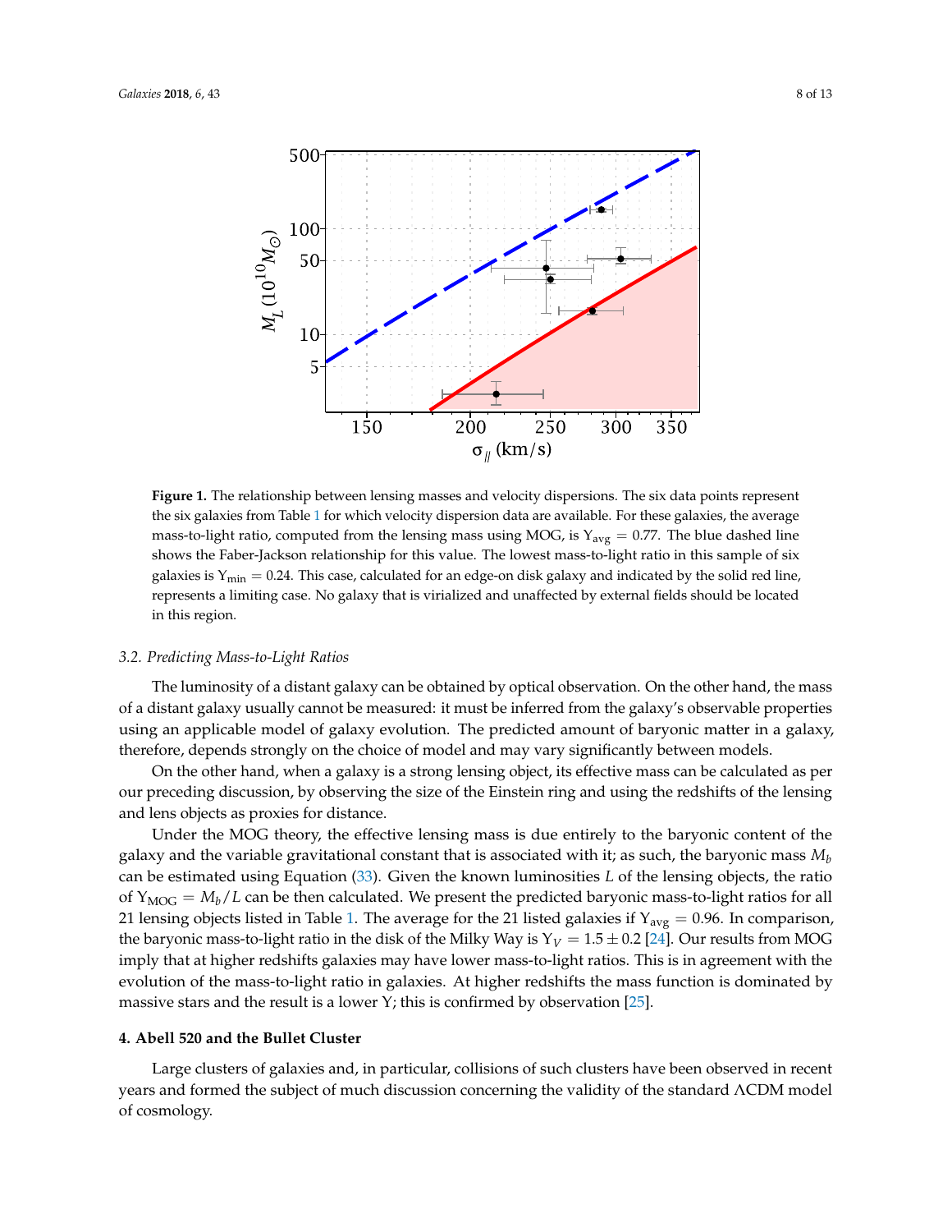**Figure 1.** The relationship between lensing masses and velocity dispersions. The six data points represent the six galaxies from Table 1 for which velocity dispersion data are available. For these galaxies, the average mass-to-light ratio, computed from the lensing mass using MOG, is $\Upsilon_{\rm avg} = 0.77$. The blue dashed line shows the Faber-Jackson relationship for this value. The lowest mass-to-light ratio in this sample of six galaxies is $\Upsilon_{\rm min} = 0.24$. This case, calculated for an edge-on disk galaxy and indicated by the solid red line, represents a limiting case. No galaxy that is virialized and unaffected by external fields should be located in this region.

### 3.2. Predicting Mass-to-Light Ratios

The luminosity of a distant galaxy can be obtained by optical observation. On the other hand, the mass of a distant galaxy usually cannot be measured: it must be inferred from the galaxy's observable properties using an applicable model of galaxy evolution. The predicted amount of baryonic matter in a galaxy, therefore, depends strongly on the choice of model and may vary significantly between models.

On the other hand, when a galaxy is a strong lensing object, its effective mass can be calculated as per our preceding discussion, by observing the size of the Einstein ring and using the redshifts of the lensing and lens objects as proxies for distance.

Under the MOG theory, the effective lensing mass is due entirely to the baryonic content of the galaxy and the variable gravitational constant that is associated with it; as such, the baryonic mass $M_b$ can be estimated using Equation (33). Given the known luminosities $L$ of the lensing objects, the ratio of $\Upsilon_{\rm MOG} = M_b/L$ can be then calculated. We present the predicted baryonic mass-to-light ratios for all 21 lensing objects listed in Table 1. The average for the 21 listed galaxies if $\Upsilon_{\rm avg} = 0.96$. In comparison, the baryonic mass-to-light ratio in the disk of the Milky Way is $\Upsilon_V = 1.5 \pm 0.2$ [24]. Our results from MOG imply that at higher redshifts galaxies may have lower mass-to-light ratios. This is in agreement with the evolution of the mass-to-light ratio in galaxies. At higher redshifts the mass function is dominated by massive stars and the result is a lower $\Upsilon$; this is confirmed by observation [25].

## 4. Abell 520 and the Bullet Cluster

Large clusters of galaxies and, in particular, collisions of such clusters have been observed in recent years and formed the subject of much discussion concerning the validity of the standard $\Lambda$CDM model of cosmology.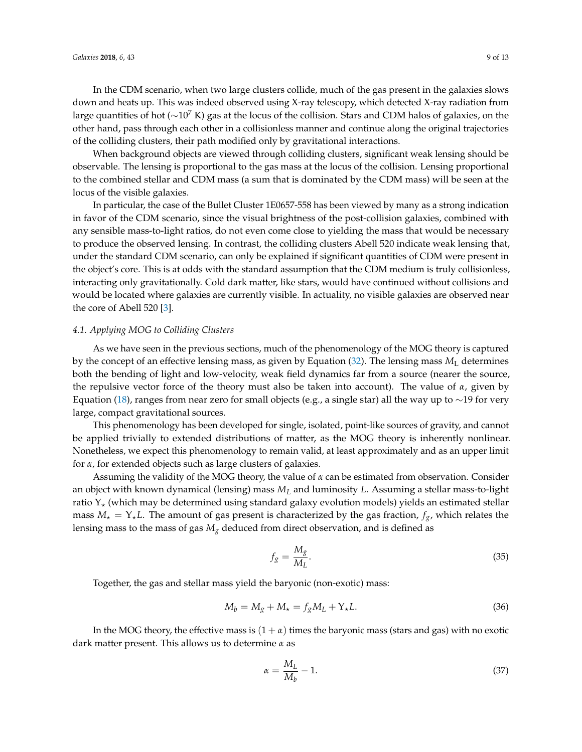In the CDM scenario, when two large clusters collide, much of the gas present in the galaxies slows down and heats up. This was indeed observed using X-ray telescopy, which detected X-ray radiation from large quantities of hot ($\sim 10^7$ K) gas at the locus of the collision. Stars and CDM halos of galaxies, on the other hand, pass through each other in a collisionless manner and continue along the original trajectories of the colliding clusters, their path modified only by gravitational interactions.

When background objects are viewed through colliding clusters, significant weak lensing should be observable. The lensing is proportional to the gas mass at the locus of the collision. Lensing proportional to the combined stellar and CDM mass (a sum that is dominated by the CDM mass) will be seen at the locus of the visible galaxies.

In particular, the case of the Bullet Cluster 1E0657-558 has been viewed by many as a strong indication in favor of the CDM scenario, since the visual brightness of the post-collision galaxies, combined with any sensible mass-to-light ratios, do not even come close to yielding the mass that would be necessary to produce the observed lensing. In contrast, the colliding clusters Abell 520 indicate weak lensing that, under the standard CDM scenario, can only be explained if significant quantities of CDM were present in the object's core. This is at odds with the standard assumption that the CDM medium is truly collisionless, interacting only gravitationally. Cold dark matter, like stars, would have continued without collisions and would be located where galaxies are currently visible. In actuality, no visible galaxies are observed near the core of Abell 520 [3].

### 4.1. Applying MOG to Colliding Clusters

As we have seen in the previous sections, much of the phenomenology of the MOG theory is captured by the concept of an effective lensing mass, as given by Equation (32). The lensing mass $M_{\rm L}$ determines both the bending of light and low-velocity, weak field dynamics far from a source (nearer the source, the repulsive vector force of the theory must also be taken into account). The value of $\alpha$, given by Equation (18), ranges from near zero for small objects (e.g., a single star) all the way up to $\sim 19$ for very large, compact gravitational sources.

This phenomenology has been developed for single, isolated, point-like sources of gravity, and cannot be applied trivially to extended distributions of matter, as the MOG theory is inherently nonlinear. Nonetheless, we expect this phenomenology to remain valid, at least approximately and as an upper limit for $\alpha$, for extended objects such as large clusters of galaxies.

Assuming the validity of the MOG theory, the value of $\alpha$ can be estimated from observation. Consider an object with known dynamical (lensing) mass $M_L$ and luminosity $L$. Assuming a stellar mass-to-light ratio $\Upsilon_\star$ (which may be determined using standard galaxy evolution models) yields an estimated stellar mass $M_\star = \Upsilon_\star L$. The amount of gas present is characterized by the gas fraction, $f_g$, which relates the lensing mass to the mass of gas $M_g$ deduced from direct observation, and is defined as

$$f_g = \frac{M_g}{M_L}. \tag{35}$$

Together, the gas and stellar mass yield the baryonic (non-exotic) mass:

$$M_b = M_g + M_\star = f_g M_L + \Upsilon_\star L. \tag{36}$$

In the MOG theory, the effective mass is $(1+\alpha)$ times the baryonic mass (stars and gas) with no exotic dark matter present. This allows us to determine $\alpha$ as

$$\alpha = \frac{M_L}{M_b} - 1. \tag{37}$$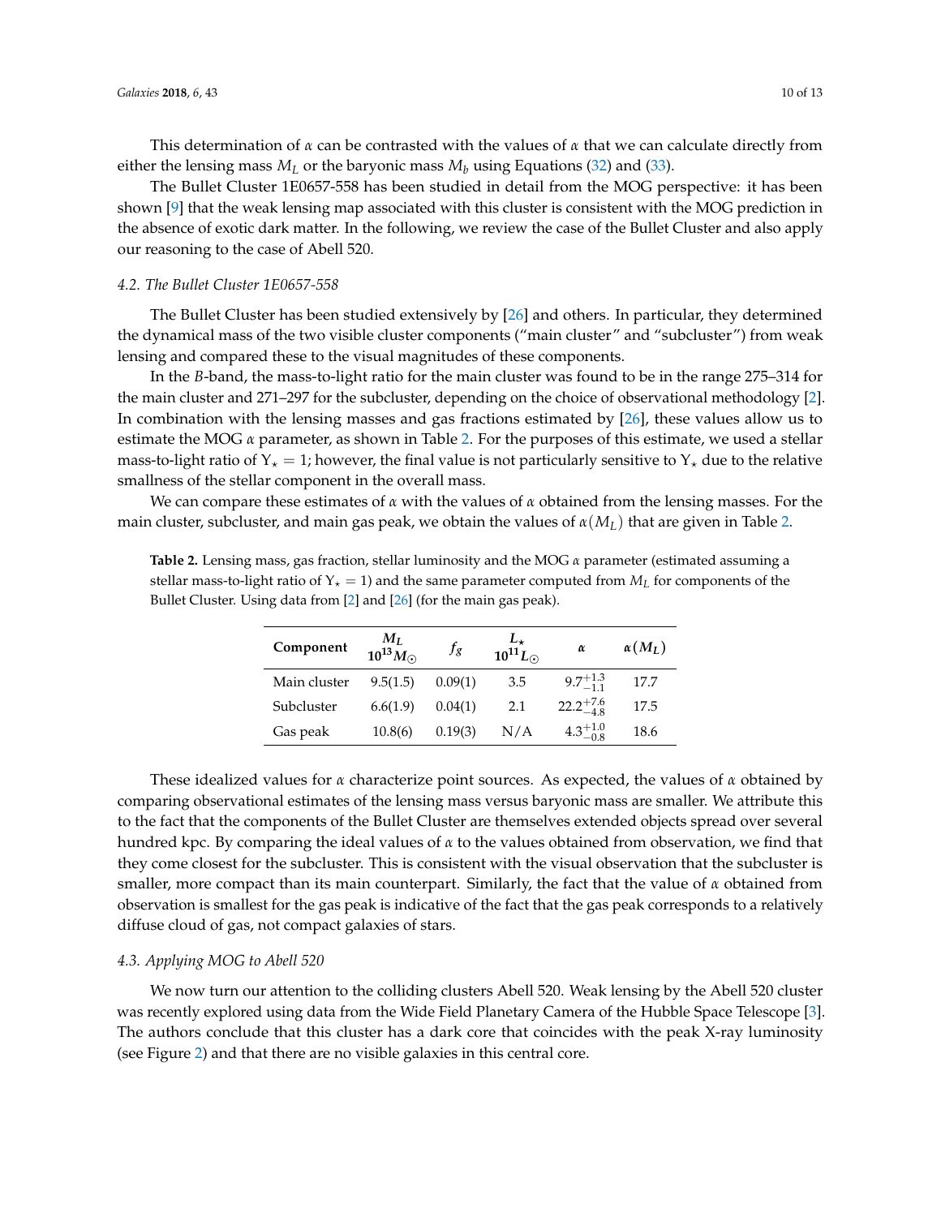This determination of $\alpha$ can be contrasted with the values of $\alpha$ that we can calculate directly from either the lensing mass $M_L$ or the baryonic mass $M_b$ using Equations (32) and (33).

The Bullet Cluster 1E0657-558 has been studied in detail from the MOG perspective: it has been shown [9] that the weak lensing map associated with this cluster is consistent with the MOG prediction in the absence of exotic dark matter. In the following, we review the case of the Bullet Cluster and also apply our reasoning to the case of Abell 520.

### 4.2. The Bullet Cluster 1E0657-558

The Bullet Cluster has been studied extensively by [26] and others. In particular, they determined the dynamical mass of the two visible cluster components ("main cluster" and "subcluster") from weak lensing and compared these to the visual magnitudes of these components.

In the *B*-band, the mass-to-light ratio for the main cluster was found to be in the range 275–314 for the main cluster and 271–297 for the subcluster, depending on the choice of observational methodology [2]. In combination with the lensing masses and gas fractions estimated by [26], these values allow us to estimate the MOG $\alpha$ parameter, as shown in Table 2. For the purposes of this estimate, we used a stellar mass-to-light ratio of $\Upsilon_\star = 1$; however, the final value is not particularly sensitive to $\Upsilon_\star$ due to the relative smallness of the stellar component in the overall mass.

We can compare these estimates of $\alpha$ with the values of $\alpha$ obtained from the lensing masses. For the main cluster, subcluster, and main gas peak, we obtain the values of $\alpha(M_L)$ that are given in Table 2.

**Table 2.** Lensing mass, gas fraction, stellar luminosity and the MOG $\alpha$ parameter (estimated assuming a stellar mass-to-light ratio of $\Upsilon_\star = 1$) and the same parameter computed from $M_L$ for components of the Bullet Cluster. Using data from [2] and [26] (for the main gas peak).

| Component | $M_L$ $10^{13} M_\odot$ | $f_g$ | $L_\star$ $10^{11} L_\odot$ | $\alpha$ | $\alpha(M_L)$ |
|---|---|---|---|---|---|
| Main cluster | 9.5(1.5) | 0.09(1) | 3.5 | $9.7^{+1.3}_{-1.1}$ | 17.7 |
| Subcluster | 6.6(1.9) | 0.04(1) | 2.1 | $22.2^{+7.6}_{-4.8}$ | 17.5 |
| Gas peak | 10.8(6) | 0.19(3) | N/A | $4.3^{+1.0}_{-0.8}$ | 18.6 |

These idealized values for $\alpha$ characterize point sources. As expected, the values of $\alpha$ obtained by comparing observational estimates of the lensing mass versus baryonic mass are smaller. We attribute this to the fact that the components of the Bullet Cluster are themselves extended objects spread over several hundred kpc. By comparing the ideal values of $\alpha$ to the values obtained from observation, we find that they come closest for the subcluster. This is consistent with the visual observation that the subcluster is smaller, more compact than its main counterpart. Similarly, the fact that the value of $\alpha$ obtained from observation is smallest for the gas peak is indicative of the fact that the gas peak corresponds to a relatively diffuse cloud of gas, not compact galaxies of stars.

### 4.3. Applying MOG to Abell 520

We now turn our attention to the colliding clusters Abell 520. Weak lensing by the Abell 520 cluster was recently explored using data from the Wide Field Planetary Camera of the Hubble Space Telescope [3]. The authors conclude that this cluster has a dark core that coincides with the peak X-ray luminosity (see Figure 2) and that there are no visible galaxies in this central core.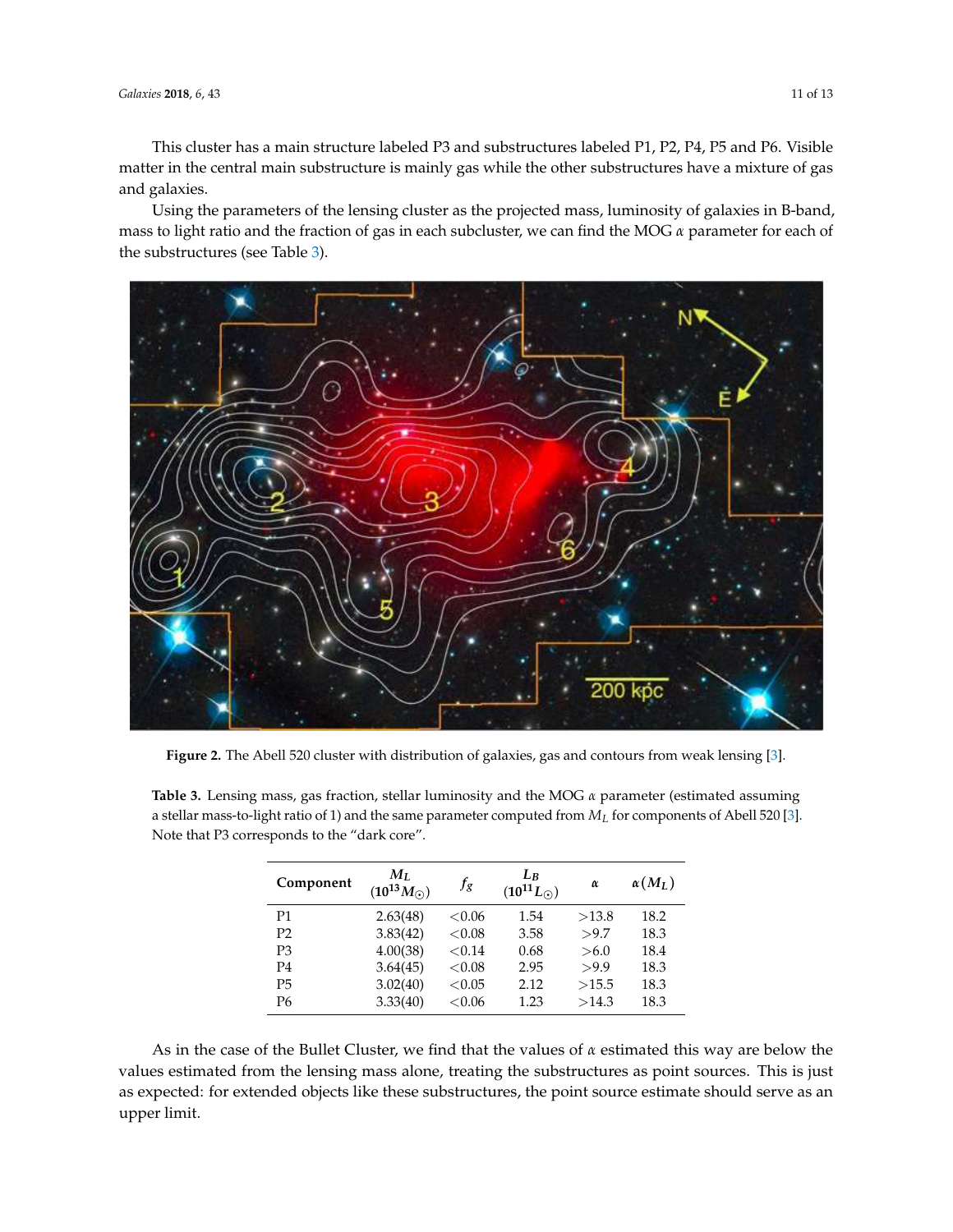This cluster has a main structure labeled P3 and substructures labeled P1, P2, P4, P5 and P6. Visible matter in the central main substructure is mainly gas while the other substructures have a mixture of gas and galaxies.

Using the parameters of the lensing cluster as the projected mass, luminosity of galaxies in B-band, mass to light ratio and the fraction of gas in each subcluster, we can find the MOG $\alpha$ parameter for each of the substructures (see Table 3).

**Figure 2.** The Abell 520 cluster with distribution of galaxies, gas and contours from weak lensing [3].

**Table 3.** Lensing mass, gas fraction, stellar luminosity and the MOG $\alpha$ parameter (estimated assuming a stellar mass-to-light ratio of 1) and the same parameter computed from $M_L$ for components of Abell 520 [3]. Note that P3 corresponds to the "dark core".

| Component | $M_L$ ($10^{13} M_\odot$) | $f_g$ | $L_B$ ($10^{11} L_\odot$) | $\alpha$ | $\alpha(M_L)$ |
|---|---|---|---|---|---|
| P1 | 2.63(48) | <0.06 | 1.54 | >13.8 | 18.2 |
| P2 | 3.83(42) | <0.08 | 3.58 | >9.7 | 18.3 |
| P3 | 4.00(38) | <0.14 | 0.68 | >6.0 | 18.4 |
| P4 | 3.64(45) | <0.08 | 2.95 | >9.9 | 18.3 |
| P5 | 3.02(40) | <0.05 | 2.12 | >15.5 | 18.3 |
| P6 | 3.33(40) | <0.06 | 1.23 | >14.3 | 18.3 |

As in the case of the Bullet Cluster, we find that the values of $\alpha$ estimated this way are below the values estimated from the lensing mass alone, treating the substructures as point sources. This is just as expected: for extended objects like these substructures, the point source estimate should serve as an upper limit.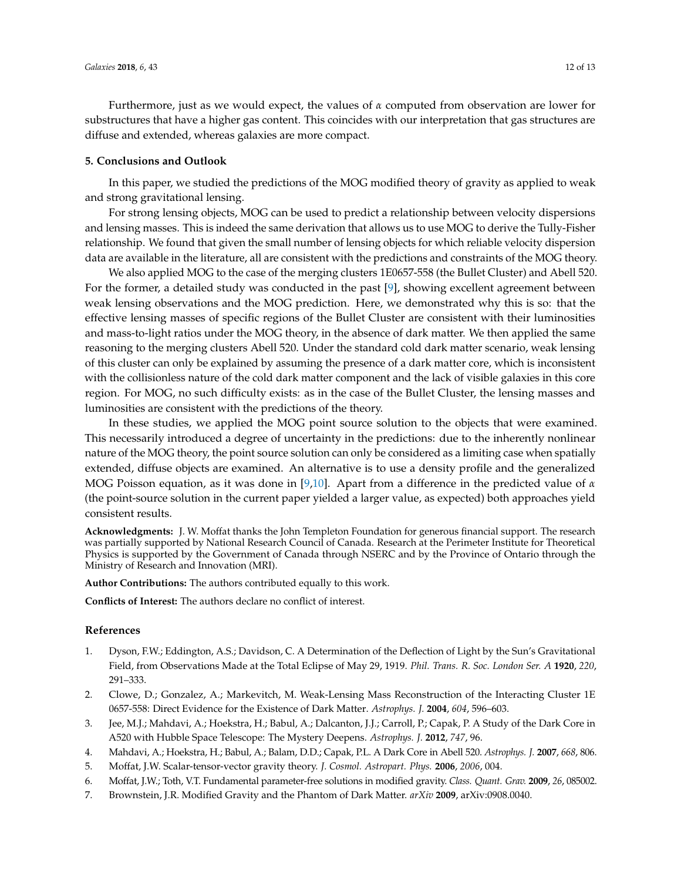Furthermore, just as we would expect, the values of $\alpha$ computed from observation are lower for substructures that have a higher gas content. This coincides with our interpretation that gas structures are diffuse and extended, whereas galaxies are more compact.

## 5. Conclusions and Outlook

In this paper, we studied the predictions of the MOG modified theory of gravity as applied to weak and strong gravitational lensing.

For strong lensing objects, MOG can be used to predict a relationship between velocity dispersions and lensing masses. This is indeed the same derivation that allows us to use MOG to derive the Tully-Fisher relationship. We found that given the small number of lensing objects for which reliable velocity dispersion data are available in the literature, all are consistent with the predictions and constraints of the MOG theory.

We also applied MOG to the case of the merging clusters 1E0657-558 (the Bullet Cluster) and Abell 520. For the former, a detailed study was conducted in the past [9], showing excellent agreement between weak lensing observations and the MOG prediction. Here, we demonstrated why this is so: that the effective lensing masses of specific regions of the Bullet Cluster are consistent with their luminosities and mass-to-light ratios under the MOG theory, in the absence of dark matter. We then applied the same reasoning to the merging clusters Abell 520. Under the standard cold dark matter scenario, weak lensing of this cluster can only be explained by assuming the presence of a dark matter core, which is inconsistent with the collisionless nature of the cold dark matter component and the lack of visible galaxies in this core region. For MOG, no such difficulty exists: as in the case of the Bullet Cluster, the lensing masses and luminosities are consistent with the predictions of the theory.

In these studies, we applied the MOG point source solution to the objects that were examined. This necessarily introduced a degree of uncertainty in the predictions: due to the inherently nonlinear nature of the MOG theory, the point source solution can only be considered as a limiting case when spatially extended, diffuse objects are examined. An alternative is to use a density profile and the generalized MOG Poisson equation, as it was done in [9,10]. Apart from a difference in the predicted value of $\alpha$ (the point-source solution in the current paper yielded a larger value, as expected) both approaches yield consistent results.

**Acknowledgments:** J. W. Moffat thanks the John Templeton Foundation for generous financial support. The research was partially supported by National Research Council of Canada. Research at the Perimeter Institute for Theoretical Physics is supported by the Government of Canada through NSERC and by the Province of Ontario through the Ministry of Research and Innovation (MRI).

**Author Contributions:** The authors contributed equally to this work.

**Conflicts of Interest:** The authors declare no conflict of interest.

## References

1. Dyson, F.W.; Eddington, A.S.; Davidson, C. A Determination of the Deflection of Light by the Sun's Gravitational Field, from Observations Made at the Total Eclipse of May 29, 1919. *Phil. Trans. R. Soc. London Ser. A* **1920**, *220*, 291–333.
2. Clowe, D.; Gonzalez, A.; Markevitch, M. Weak-Lensing Mass Reconstruction of the Interacting Cluster 1E 0657-558: Direct Evidence for the Existence of Dark Matter. *Astrophys. J.* **2004**, *604*, 596–603.
3. Jee, M.J.; Mahdavi, A.; Hoekstra, H.; Babul, A.; Dalcanton, J.J.; Carroll, P.; Capak, P. A Study of the Dark Core in A520 with Hubble Space Telescope: The Mystery Deepens. *Astrophys. J.* **2012**, *747*, 96.
4. Mahdavi, A.; Hoekstra, H.; Babul, A.; Balam, D.D.; Capak, P.L. A Dark Core in Abell 520. *Astrophys. J.* **2007**, *668*, 806.
5. Moffat, J.W. Scalar-tensor-vector gravity theory. *J. Cosmol. Astropart. Phys.* **2006**, *2006*, 004.
6. Moffat, J.W.; Toth, V.T. Fundamental parameter-free solutions in modified gravity. *Class. Quant. Grav.* **2009**, *26*, 085002.
7. Brownstein, J.R. Modified Gravity and the Phantom of Dark Matter. *arXiv* **2009**, arXiv:0908.0040.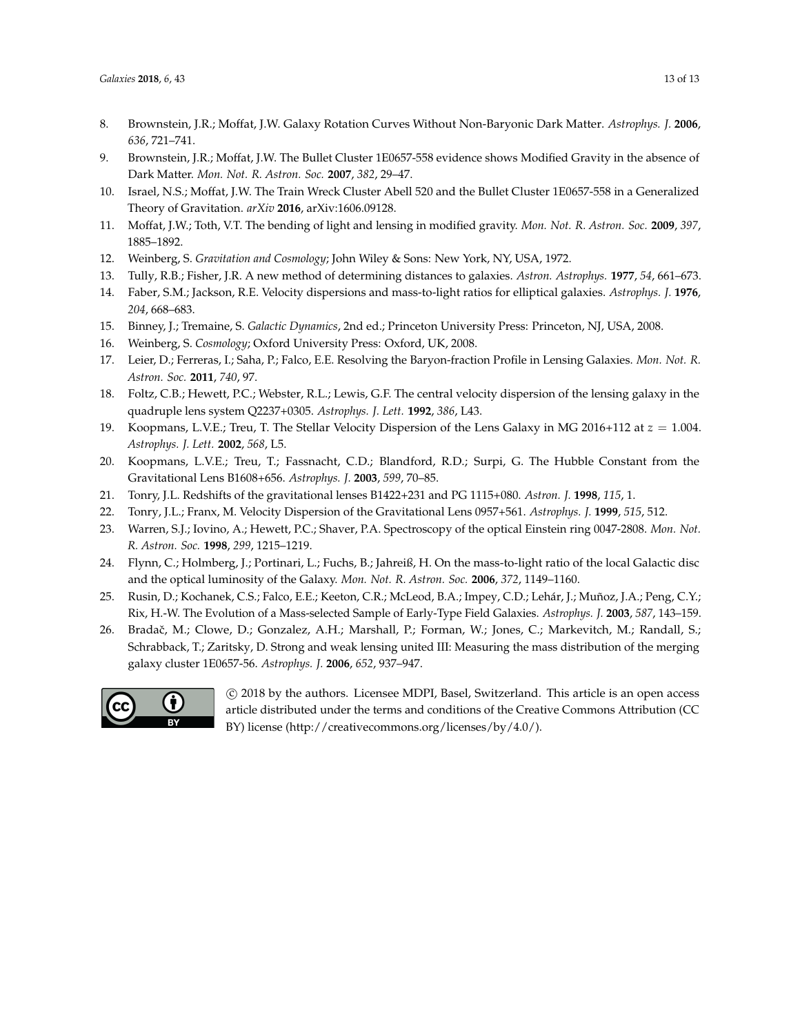8. Brownstein, J.R.; Moffat, J.W. Galaxy Rotation Curves Without Non-Baryonic Dark Matter. *Astrophys. J.* **2006**, *636*, 721–741.
9. Brownstein, J.R.; Moffat, J.W. The Bullet Cluster 1E0657-558 evidence shows Modified Gravity in the absence of Dark Matter. *Mon. Not. R. Astron. Soc.* **2007**, *382*, 29–47.
10. Israel, N.S.; Moffat, J.W. The Train Wreck Cluster Abell 520 and the Bullet Cluster 1E0657-558 in a Generalized Theory of Gravitation. *arXiv* **2016**, arXiv:1606.09128.
11. Moffat, J.W.; Toth, V.T. The bending of light and lensing in modified gravity. *Mon. Not. R. Astron. Soc.* **2009**, *397*, 1885–1892.
12. Weinberg, S. *Gravitation and Cosmology*; John Wiley & Sons: New York, NY, USA, 1972.
13. Tully, R.B.; Fisher, J.R. A new method of determining distances to galaxies. *Astron. Astrophys.* **1977**, *54*, 661–673.
14. Faber, S.M.; Jackson, R.E. Velocity dispersions and mass-to-light ratios for elliptical galaxies. *Astrophys. J.* **1976**, *204*, 668–683.
15. Binney, J.; Tremaine, S. *Galactic Dynamics*, 2nd ed.; Princeton University Press: Princeton, NJ, USA, 2008.
16. Weinberg, S. *Cosmology*; Oxford University Press: Oxford, UK, 2008.
17. Leier, D.; Ferreras, I.; Saha, P.; Falco, E.E. Resolving the Baryon-fraction Profile in Lensing Galaxies. *Mon. Not. R. Astron. Soc.* **2011**, *740*, 97.
18. Foltz, C.B.; Hewett, P.C.; Webster, R.L.; Lewis, G.F. The central velocity dispersion of the lensing galaxy in the quadruple lens system Q2237+0305. *Astrophys. J. Lett.* **1992**, *386*, L43.
19. Koopmans, L.V.E.; Treu, T. The Stellar Velocity Dispersion of the Lens Galaxy in MG 2016+112 at $z = 1.004$. *Astrophys. J. Lett.* **2002**, *568*, L5.
20. Koopmans, L.V.E.; Treu, T.; Fassnacht, C.D.; Blandford, R.D.; Surpi, G. The Hubble Constant from the Gravitational Lens B1608+656. *Astrophys. J.* **2003**, *599*, 70–85.
21. Tonry, J.L. Redshifts of the gravitational lenses B1422+231 and PG 1115+080. *Astron. J.* **1998**, *115*, 1.
22. Tonry, J.L.; Franx, M. Velocity Dispersion of the Gravitational Lens 0957+561. *Astrophys. J.* **1999**, *515*, 512.
23. Warren, S.J.; Iovino, A.; Hewett, P.C.; Shaver, P.A. Spectroscopy of the optical Einstein ring 0047-2808. *Mon. Not. R. Astron. Soc.* **1998**, *299*, 1215–1219.
24. Flynn, C.; Holmberg, J.; Portinari, L.; Fuchs, B.; Jahreiß, H. On the mass-to-light ratio of the local Galactic disc and the optical luminosity of the Galaxy. *Mon. Not. R. Astron. Soc.* **2006**, *372*, 1149–1160.
25. Rusin, D.; Kochanek, C.S.; Falco, E.E.; Keeton, C.R.; McLeod, B.A.; Impey, C.D.; Lehár, J.; Muñoz, J.A.; Peng, C.Y.; Rix, H.-W. The Evolution of a Mass-selected Sample of Early-Type Field Galaxies. *Astrophys. J.* **2003**, *587*, 143–159.
26. Bradač, M.; Clowe, D.; Gonzalez, A.H.; Marshall, P.; Forman, W.; Jones, C.; Markevitch, M.; Randall, S.; Schrabback, T.; Zaritsky, D. Strong and weak lensing united III: Measuring the mass distribution of the merging galaxy cluster 1E0657-56. *Astrophys. J.* **2006**, *652*, 937–947.

© 2018 by the authors. Licensee MDPI, Basel, Switzerland. This article is an open access article distributed under the terms and conditions of the Creative Commons Attribution (CC BY) license (http://creativecommons.org/licenses/by/4.0/).